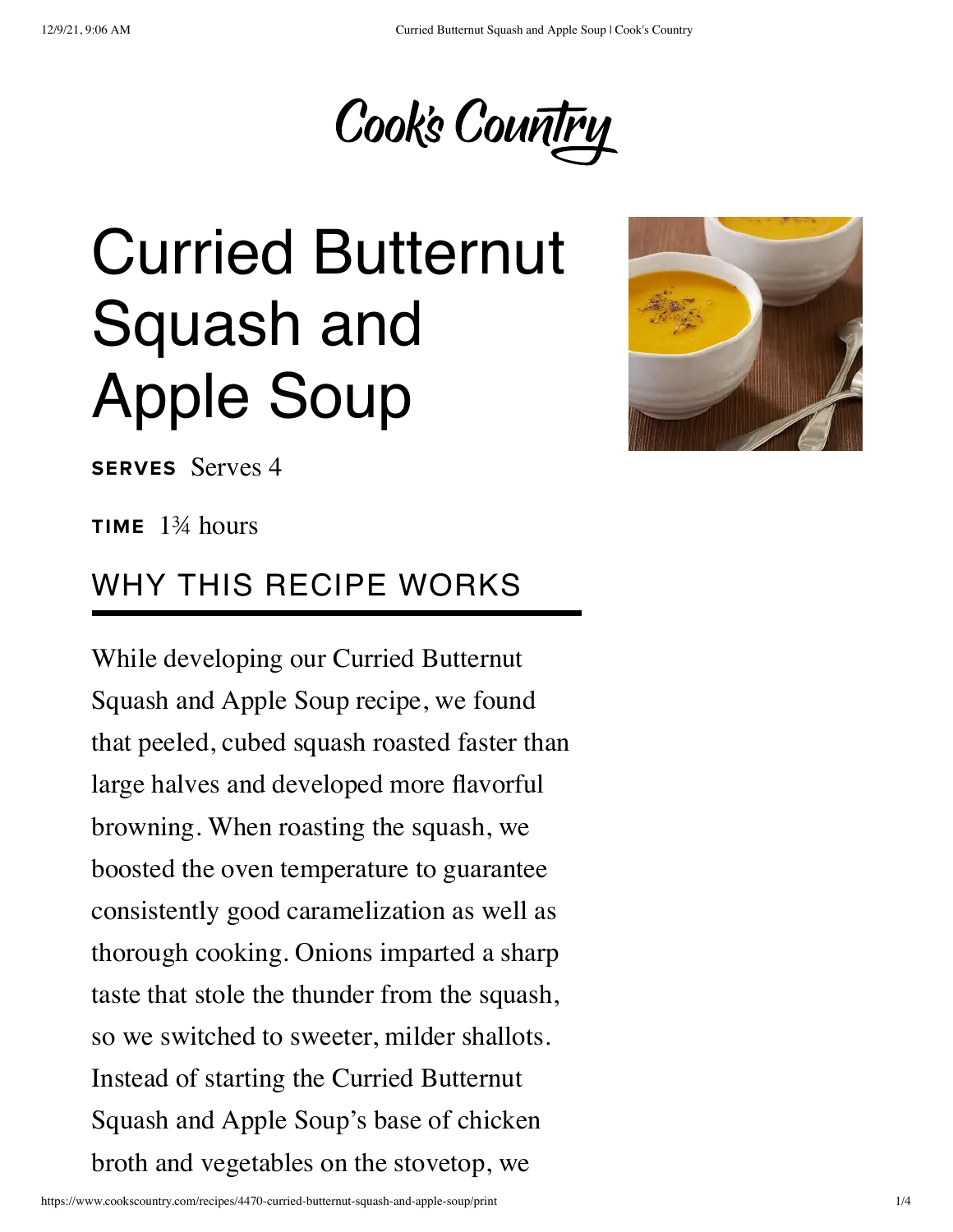Cook's Country

# Curried Butternut Squash and Apple Soup

**SERVES** Serves 4

**TIME** 1¾ hours

## WHY THIS RECIPE WORKS

While developing our Curried Butternut Squash and Apple Soup recipe, we found that peeled, cubed squash roasted faster than large halves and developed more flavorful browning. When roasting the squash, we boosted the oven temperature to guarantee consistently good caramelization as well as thorough cooking. Onions imparted a sharp taste that stole the thunder from the squash, so we switched to sweeter, milder shallots. Instead of starting the Curried Butternut Squash and Apple Soup's base of chicken broth and vegetables on the stovetop, we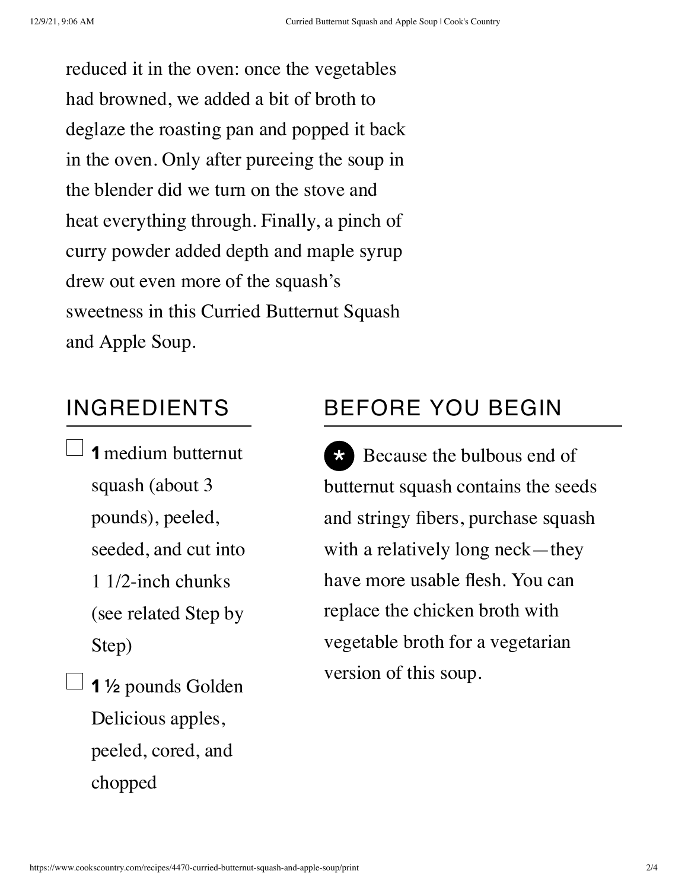reduced it in the oven: once the vegetables had browned, we added a bit of broth to deglaze the roasting pan and popped it back in the oven. Only after pureeing the soup in the blender did we turn on the stove and heat everything through. Finally, a pinch of curry powder added depth and maple syrup drew out even more of the squash's sweetness in this Curried Butternut Squash and Apple Soup.

## INGREDIENTS

- [ ] **1** medium butternut squash (about 3 pounds), peeled, seeded, and cut into 1 1/2-inch chunks (see related Step by Step)
- [ ] **1 ½** pounds Golden Delicious apples, peeled, cored, and chopped

## BEFORE YOU BEGIN

* Because the bulbous end of butternut squash contains the seeds and stringy fibers, purchase squash with a relatively long neck—they have more usable flesh. You can replace the chicken broth with vegetable broth for a vegetarian version of this soup.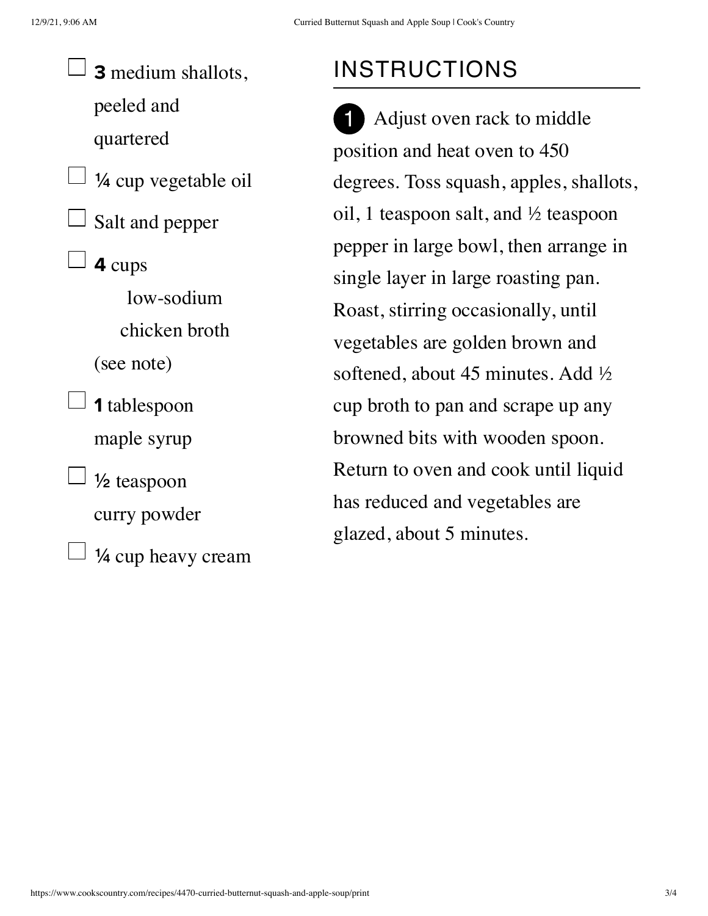- **3** medium shallots, peeled and quartered
- ¼ cup vegetable oil
- Salt and pepper
- **4** cups low-sodium chicken broth (see note)
- **1** tablespoon maple syrup
- ½ teaspoon curry powder
- ¼ cup heavy cream

## INSTRUCTIONS

1. Adjust oven rack to middle position and heat oven to 450 degrees. Toss squash, apples, shallots, oil, 1 teaspoon salt, and ½ teaspoon pepper in large bowl, then arrange in single layer in large roasting pan. Roast, stirring occasionally, until vegetables are golden brown and softened, about 45 minutes. Add ½ cup broth to pan and scrape up any browned bits with wooden spoon. Return to oven and cook until liquid has reduced and vegetables are glazed, about 5 minutes.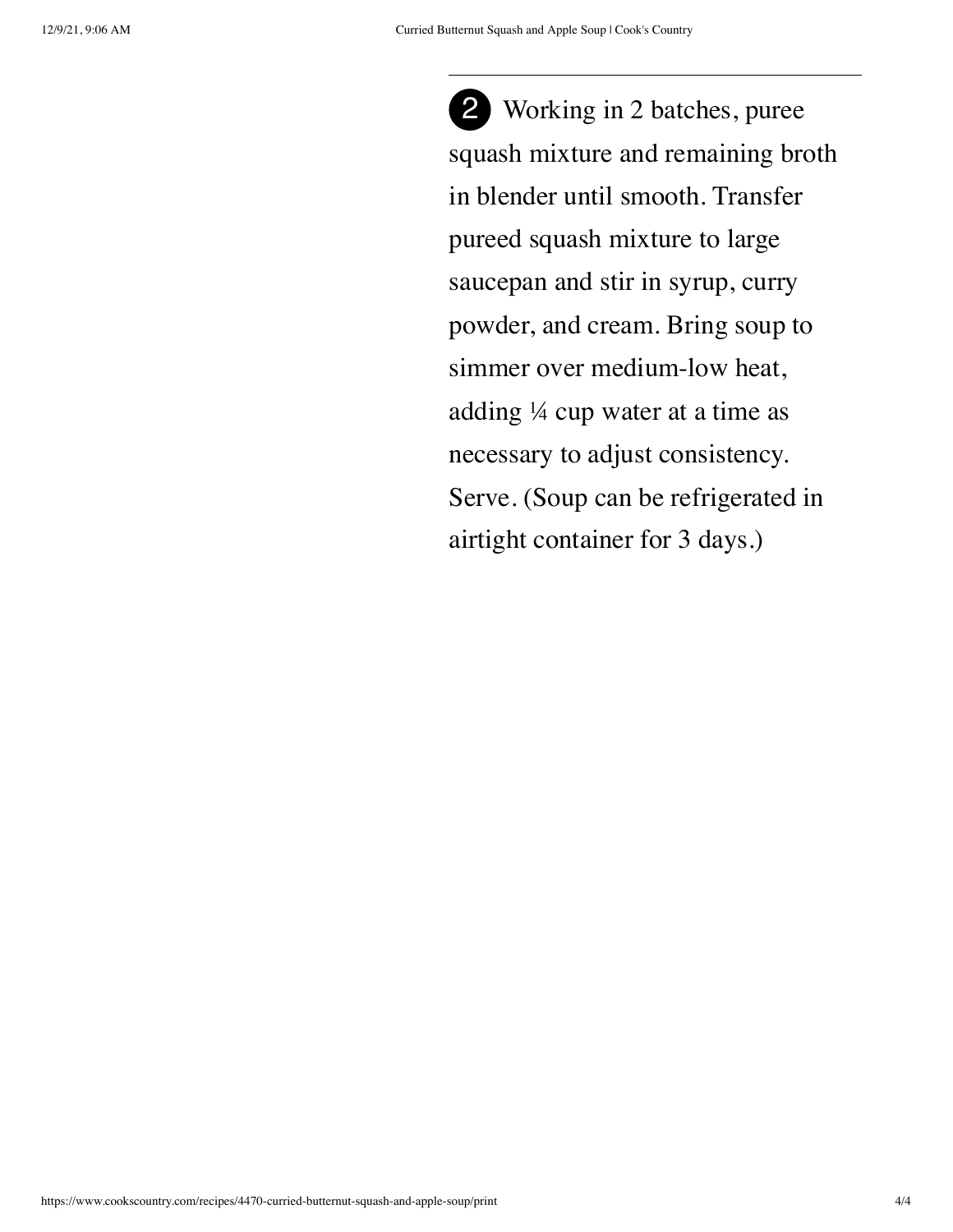2. Working in 2 batches, puree squash mixture and remaining broth in blender until smooth. Transfer pureed squash mixture to large saucepan and stir in syrup, curry powder, and cream. Bring soup to simmer over medium-low heat, adding ¼ cup water at a time as necessary to adjust consistency. Serve. (Soup can be refrigerated in airtight container for 3 days.)